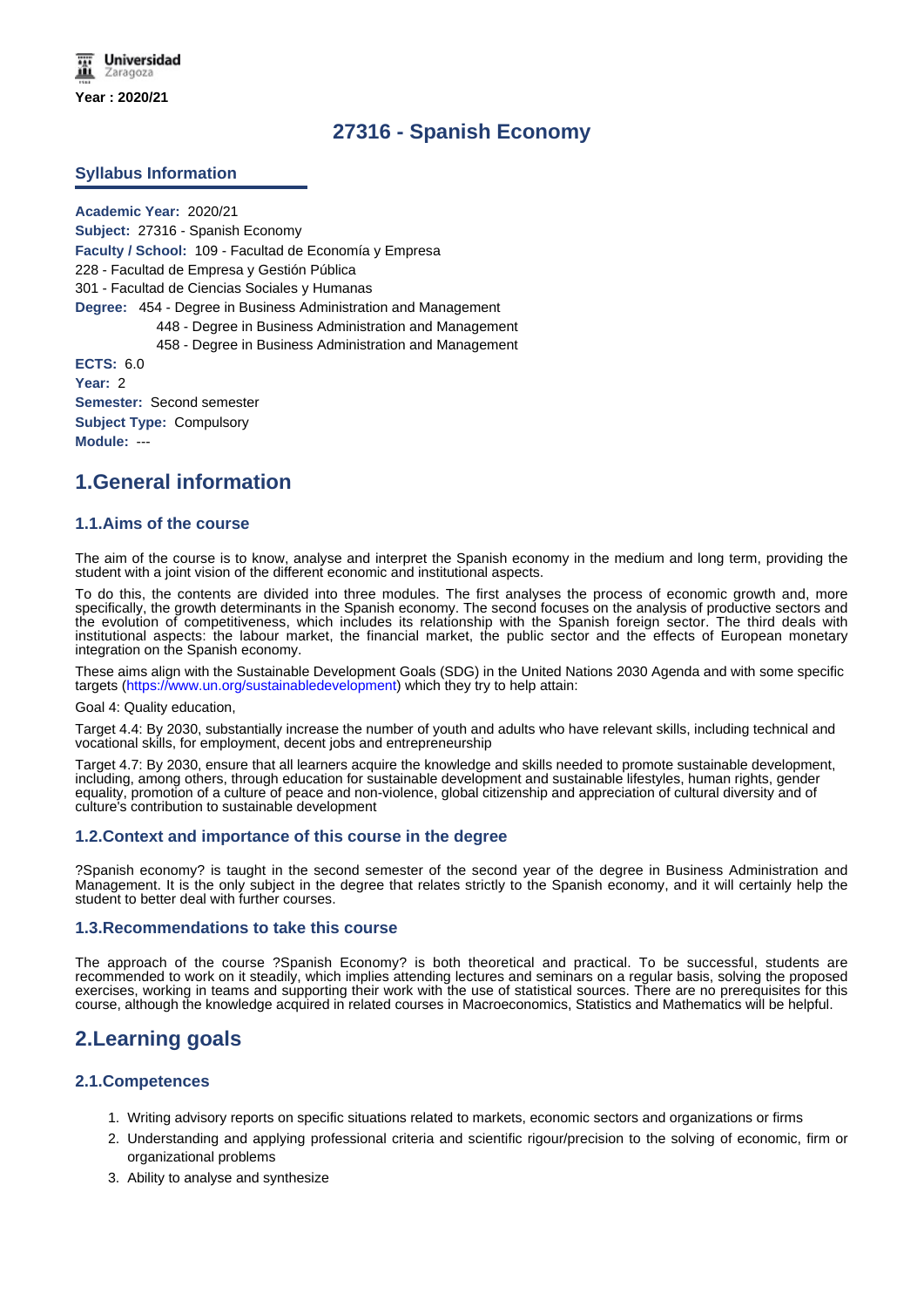Year : 2020/21

# 27316 - Spanish Economy

## Syllabus Information

**Academic Year:** 2020/21
**Subject:** 27316 - Spanish Economy
**Faculty / School:** 109 - Facultad de Economía y Empresa
228 - Facultad de Empresa y Gestión Pública
301 - Facultad de Ciencias Sociales y Humanas
**Degree:** 454 - Degree in Business Administration and Management
448 - Degree in Business Administration and Management
458 - Degree in Business Administration and Management
**ECTS:** 6.0
**Year:** 2
**Semester:** Second semester
**Subject Type:** Compulsory
**Module:** ---

# 1.General information

### 1.1.Aims of the course

The aim of the course is to know, analyse and interpret the Spanish economy in the medium and long term, providing the student with a joint vision of the different economic and institutional aspects.

To do this, the contents are divided into three modules. The first analyses the process of economic growth and, more specifically, the growth determinants in the Spanish economy. The second focuses on the analysis of productive sectors and the evolution of competitiveness, which includes its relationship with the Spanish foreign sector. The third deals with institutional aspects: the labour market, the financial market, the public sector and the effects of European monetary integration on the Spanish economy.

These aims align with the Sustainable Development Goals (SDG) in the United Nations 2030 Agenda and with some specific targets (https://www.un.org/sustainabledevelopment) which they try to help attain:

Goal 4: Quality education,

Target 4.4: By 2030, substantially increase the number of youth and adults who have relevant skills, including technical and vocational skills, for employment, decent jobs and entrepreneurship

Target 4.7: By 2030, ensure that all learners acquire the knowledge and skills needed to promote sustainable development, including, among others, through education for sustainable development and sustainable lifestyles, human rights, gender equality, promotion of a culture of peace and non-violence, global citizenship and appreciation of cultural diversity and of culture's contribution to sustainable development

### 1.2.Context and importance of this course in the degree

?Spanish economy? is taught in the second semester of the second year of the degree in Business Administration and Management. It is the only subject in the degree that relates strictly to the Spanish economy, and it will certainly help the student to better deal with further courses.

### 1.3.Recommendations to take this course

The approach of the course ?Spanish Economy? is both theoretical and practical. To be successful, students are recommended to work on it steadily, which implies attending lectures and seminars on a regular basis, solving the proposed exercises, working in teams and supporting their work with the use of statistical sources. There are no prerequisites for this course, although the knowledge acquired in related courses in Macroeconomics, Statistics and Mathematics will be helpful.

# 2.Learning goals

### 2.1.Competences

1. Writing advisory reports on specific situations related to markets, economic sectors and organizations or firms
2. Understanding and applying professional criteria and scientific rigour/precision to the solving of economic, firm or organizational problems
3. Ability to analyse and synthesize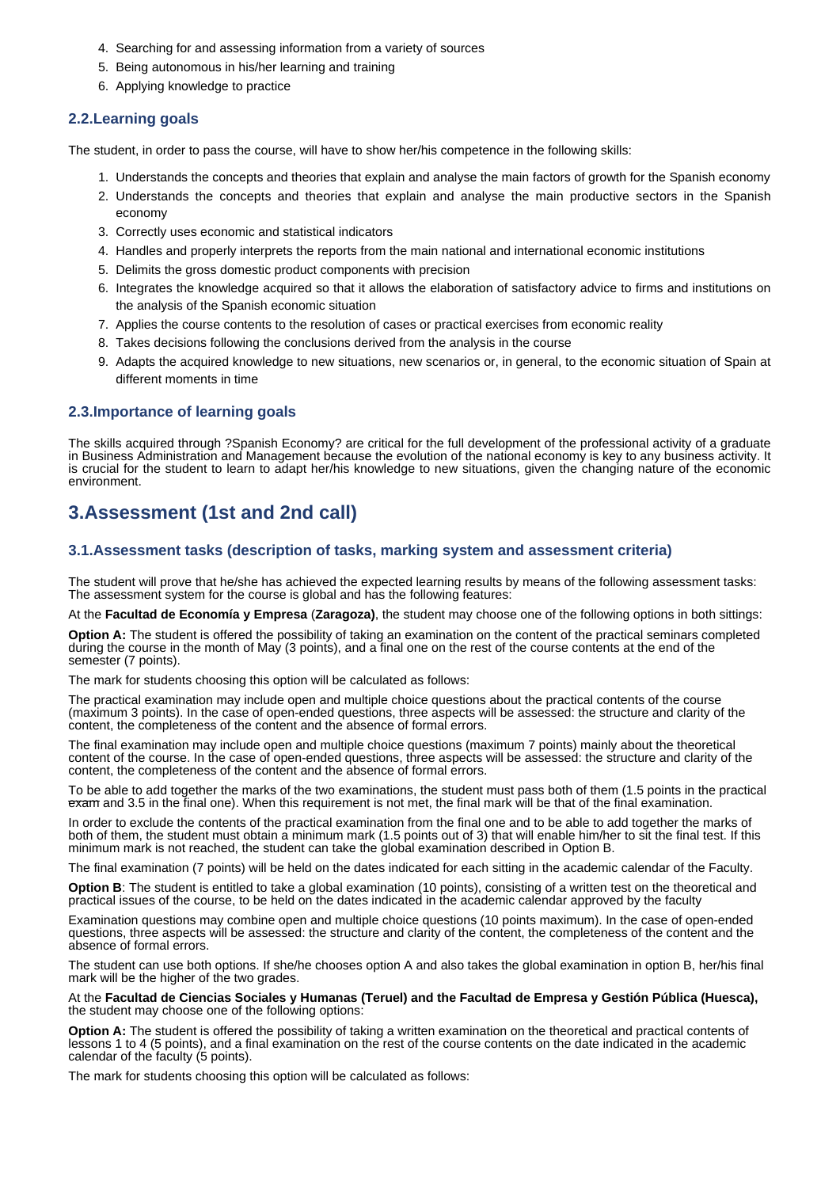4. Searching for and assessing information from a variety of sources
5. Being autonomous in his/her learning and training
6. Applying knowledge to practice

### 2.2.Learning goals

The student, in order to pass the course, will have to show her/his competence in the following skills:

1. Understands the concepts and theories that explain and analyse the main factors of growth for the Spanish economy
2. Understands the concepts and theories that explain and analyse the main productive sectors in the Spanish economy
3. Correctly uses economic and statistical indicators
4. Handles and properly interprets the reports from the main national and international economic institutions
5. Delimits the gross domestic product components with precision
6. Integrates the knowledge acquired so that it allows the elaboration of satisfactory advice to firms and institutions on the analysis of the Spanish economic situation
7. Applies the course contents to the resolution of cases or practical exercises from economic reality
8. Takes decisions following the conclusions derived from the analysis in the course
9. Adapts the acquired knowledge to new situations, new scenarios or, in general, to the economic situation of Spain at different moments in time

### 2.3.Importance of learning goals

The skills acquired through ?Spanish Economy? are critical for the full development of the professional activity of a graduate in Business Administration and Management because the evolution of the national economy is key to any business activity. It is crucial for the student to learn to adapt her/his knowledge to new situations, given the changing nature of the economic environment.

## 3.Assessment (1st and 2nd call)

### 3.1.Assessment tasks (description of tasks, marking system and assessment criteria)

The student will prove that he/she has achieved the expected learning results by means of the following assessment tasks: The assessment system for the course is global and has the following features:

At the **Facultad de Economía y Empresa** (**Zaragoza)**, the student may choose one of the following options in both sittings:

**Option A:** The student is offered the possibility of taking an examination on the content of the practical seminars completed during the course in the month of May (3 points), and a final one on the rest of the course contents at the end of the semester (7 points).

The mark for students choosing this option will be calculated as follows:

The practical examination may include open and multiple choice questions about the practical contents of the course (maximum 3 points). In the case of open-ended questions, three aspects will be assessed: the structure and clarity of the content, the completeness of the content and the absence of formal errors.

The final examination may include open and multiple choice questions (maximum 7 points) mainly about the theoretical content of the course. In the case of open-ended questions, three aspects will be assessed: the structure and clarity of the content, the completeness of the content and the absence of formal errors.

To be able to add together the marks of the two examinations, the student must pass both of them (1.5 points in the practical ~~exam~~ and 3.5 in the final one). When this requirement is not met, the final mark will be that of the final examination.

In order to exclude the contents of the practical examination from the final one and to be able to add together the marks of both of them, the student must obtain a minimum mark (1.5 points out of 3) that will enable him/her to sit the final test. If this minimum mark is not reached, the student can take the global examination described in Option B.

The final examination (7 points) will be held on the dates indicated for each sitting in the academic calendar of the Faculty.

**Option B**: The student is entitled to take a global examination (10 points), consisting of a written test on the theoretical and practical issues of the course, to be held on the dates indicated in the academic calendar approved by the faculty

Examination questions may combine open and multiple choice questions (10 points maximum). In the case of open-ended questions, three aspects will be assessed: the structure and clarity of the content, the completeness of the content and the absence of formal errors.

The student can use both options. If she/he chooses option A and also takes the global examination in option B, her/his final mark will be the higher of the two grades.

At the **Facultad de Ciencias Sociales y Humanas (Teruel) and the Facultad de Empresa y Gestión Pública (Huesca),** the student may choose one of the following options:

**Option A:** The student is offered the possibility of taking a written examination on the theoretical and practical contents of lessons 1 to 4 (5 points), and a final examination on the rest of the course contents on the date indicated in the academic calendar of the faculty (5 points).

The mark for students choosing this option will be calculated as follows: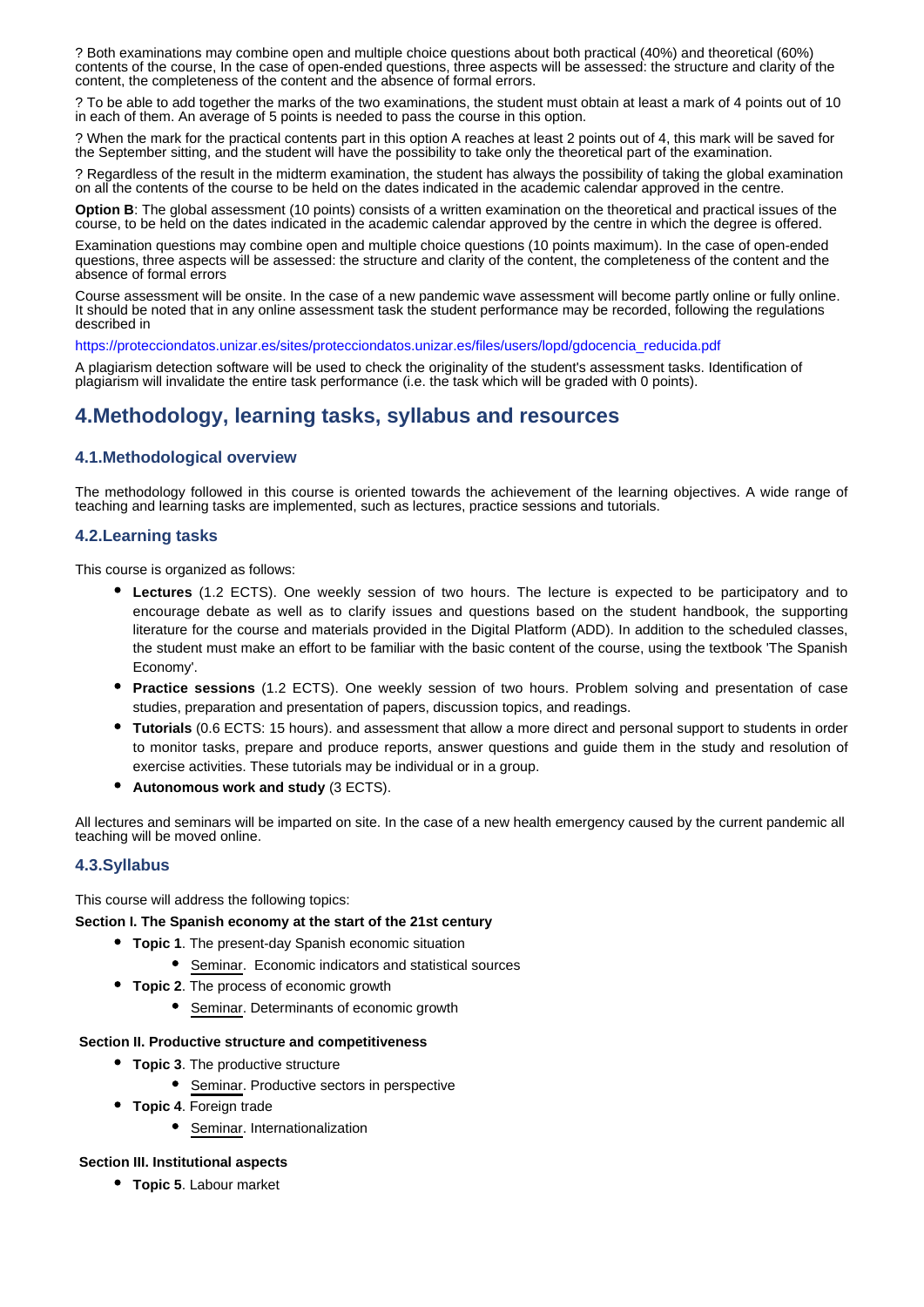? Both examinations may combine open and multiple choice questions about both practical (40%) and theoretical (60%) contents of the course, In the case of open-ended questions, three aspects will be assessed: the structure and clarity of the content, the completeness of the content and the absence of formal errors.

? To be able to add together the marks of the two examinations, the student must obtain at least a mark of 4 points out of 10 in each of them. An average of 5 points is needed to pass the course in this option.

? When the mark for the practical contents part in this option A reaches at least 2 points out of 4, this mark will be saved for the September sitting, and the student will have the possibility to take only the theoretical part of the examination.

? Regardless of the result in the midterm examination, the student has always the possibility of taking the global examination on all the contents of the course to be held on the dates indicated in the academic calendar approved in the centre.

**Option B**: The global assessment (10 points) consists of a written examination on the theoretical and practical issues of the course, to be held on the dates indicated in the academic calendar approved by the centre in which the degree is offered.

Examination questions may combine open and multiple choice questions (10 points maximum). In the case of open-ended questions, three aspects will be assessed: the structure and clarity of the content, the completeness of the content and the absence of formal errors

Course assessment will be onsite. In the case of a new pandemic wave assessment will become partly online or fully online. It should be noted that in any online assessment task the student performance may be recorded, following the regulations described in

https://protecciondatos.unizar.es/sites/protecciondatos.unizar.es/files/users/lopd/gdocencia_reducida.pdf

A plagiarism detection software will be used to check the originality of the student's assessment tasks. Identification of plagiarism will invalidate the entire task performance (i.e. the task which will be graded with 0 points).

# 4.Methodology, learning tasks, syllabus and resources

## 4.1.Methodological overview

The methodology followed in this course is oriented towards the achievement of the learning objectives. A wide range of teaching and learning tasks are implemented, such as lectures, practice sessions and tutorials.

## 4.2.Learning tasks

This course is organized as follows:

- **Lectures** (1.2 ECTS). One weekly session of two hours. The lecture is expected to be participatory and to encourage debate as well as to clarify issues and questions based on the student handbook, the supporting literature for the course and materials provided in the Digital Platform (ADD). In addition to the scheduled classes, the student must make an effort to be familiar with the basic content of the course, using the textbook 'The Spanish Economy'.
- **Practice sessions** (1.2 ECTS). One weekly session of two hours. Problem solving and presentation of case studies, preparation and presentation of papers, discussion topics, and readings.
- **Tutorials** (0.6 ECTS: 15 hours). and assessment that allow a more direct and personal support to students in order to monitor tasks, prepare and produce reports, answer questions and guide them in the study and resolution of exercise activities. These tutorials may be individual or in a group.
- **Autonomous work and study** (3 ECTS).

All lectures and seminars will be imparted on site. In the case of a new health emergency caused by the current pandemic all teaching will be moved online.

## 4.3.Syllabus

This course will address the following topics:

**Section I. The Spanish economy at the start of the 21st century**

- **Topic 1**. The present-day Spanish economic situation
  - Seminar. Economic indicators and statistical sources
- **Topic 2**. The process of economic growth
  - Seminar. Determinants of economic growth

**Section II. Productive structure and competitiveness**

- **Topic 3**. The productive structure
  - Seminar. Productive sectors in perspective
- **Topic 4**. Foreign trade
  - Seminar. Internationalization

**Section III. Institutional aspects**

- **Topic 5**. Labour market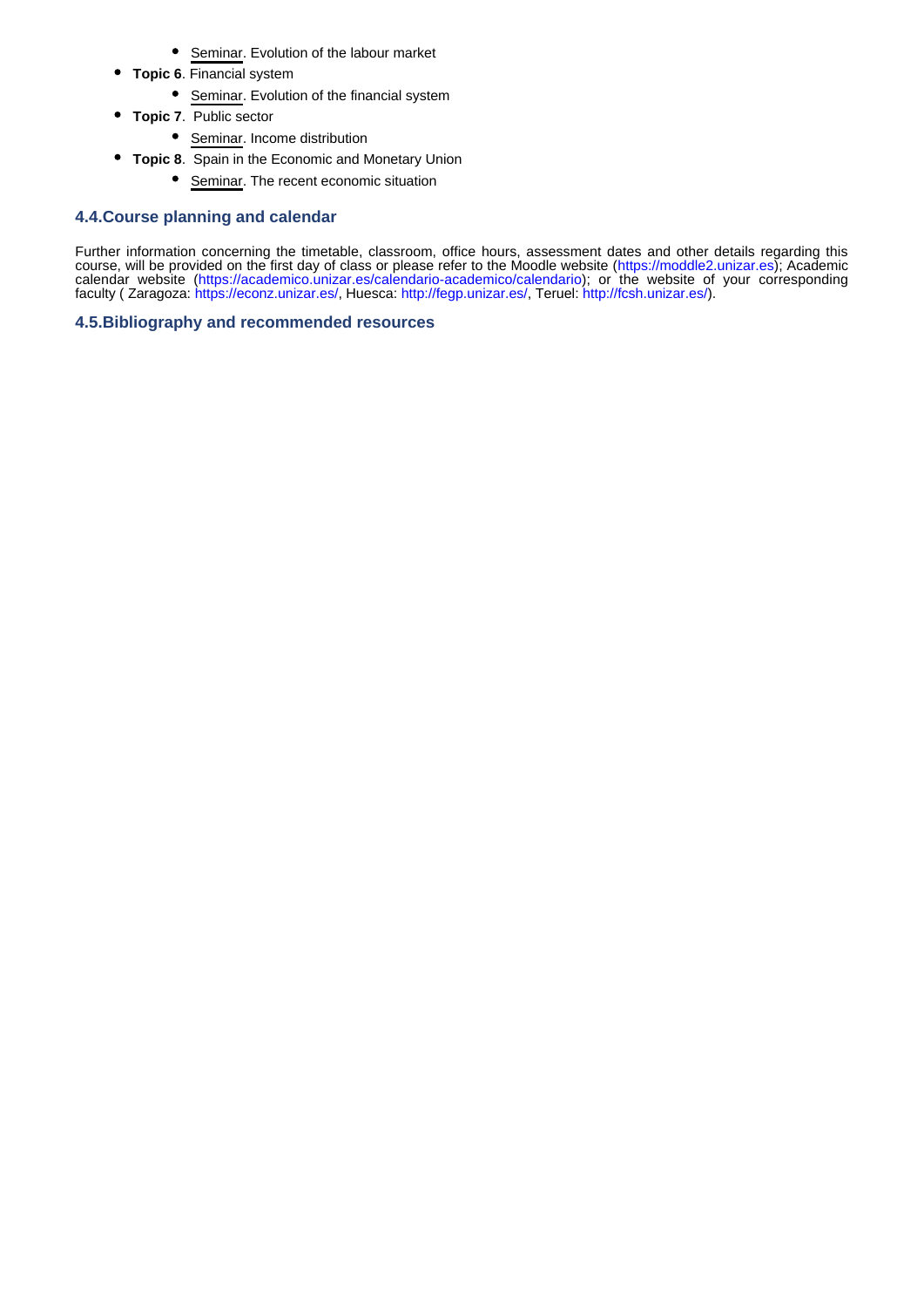- Seminar. Evolution of the labour market
- **Topic 6**. Financial system
    - Seminar. Evolution of the financial system
- **Topic 7**.  Public sector
    - Seminar. Income distribution
- **Topic 8**.  Spain in the Economic and Monetary Union
    - Seminar. The recent economic situation

### 4.4.Course planning and calendar

Further information concerning the timetable, classroom, office hours, assessment dates and other details regarding this course, will be provided on the first day of class or please refer to the Moodle website (https://moddle2.unizar.es); Academic calendar website (https://academico.unizar.es/calendario-academico/calendario); or the website of your corresponding faculty ( Zaragoza: https://econz.unizar.es/, Huesca: http://fegp.unizar.es/, Teruel: http://fcsh.unizar.es/).

### 4.5.Bibliography and recommended resources